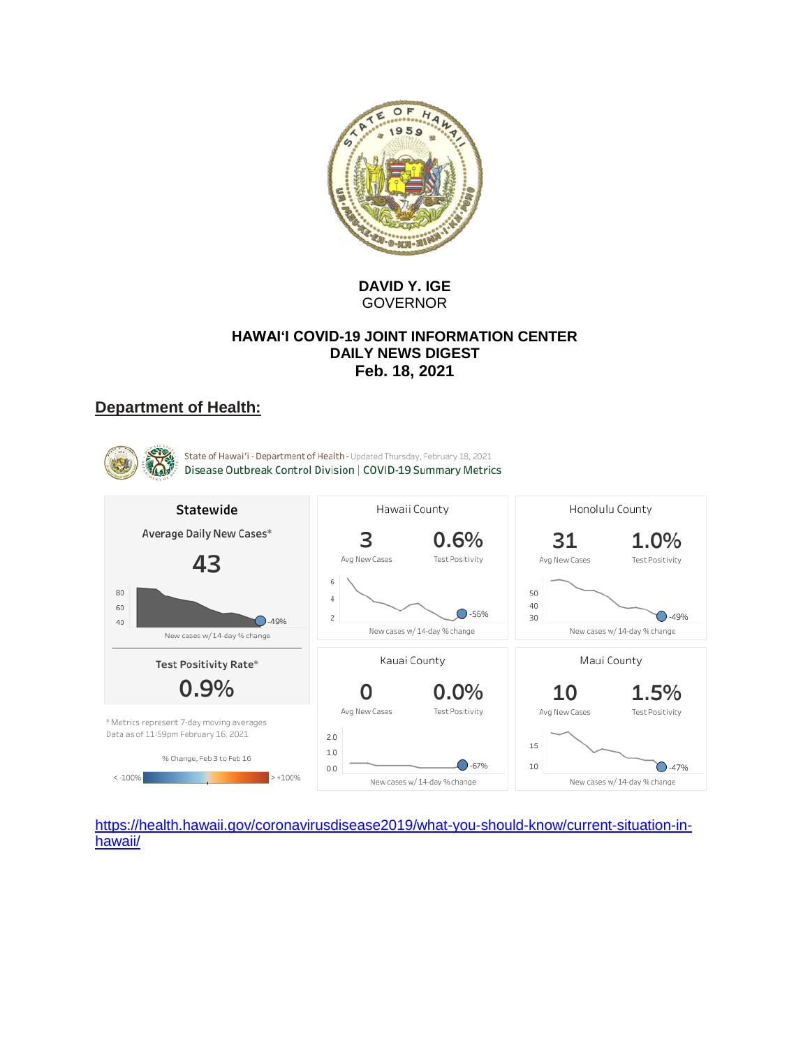**DAVID Y. IGE**
GOVERNOR

**HAWAI'I COVID-19 JOINT INFORMATION CENTER**
**DAILY NEWS DIGEST**
**Feb. 18, 2021**

## Department of Health:

State of Hawai'i - Department of Health - Updated Thursday, February 18, 2021
Disease Outbreak Control Division | COVID-19 Summary Metrics

**Statewide**

Average Daily New Cases*

**43**

New cases w/ 14-day % change: -49%

Test Positivity Rate*

**0.9%**

| County | Avg New Cases | Test Positivity | New cases w/ 14-day % change |
|---|---|---|---|
| Hawaii County | 3 | 0.6% | -56% |
| Honolulu County | 31 | 1.0% | -49% |
| Kauai County | 0 | 0.0% | -67% |
| Maui County | 10 | 1.5% | -47% |

\* Metrics represent 7-day moving averages
Data as of 11:59pm February 16, 2021

% Change, Feb 3 to Feb 16

< -100% ... > +100%

https://health.hawaii.gov/coronavirusdisease2019/what-you-should-know/current-situation-in-hawaii/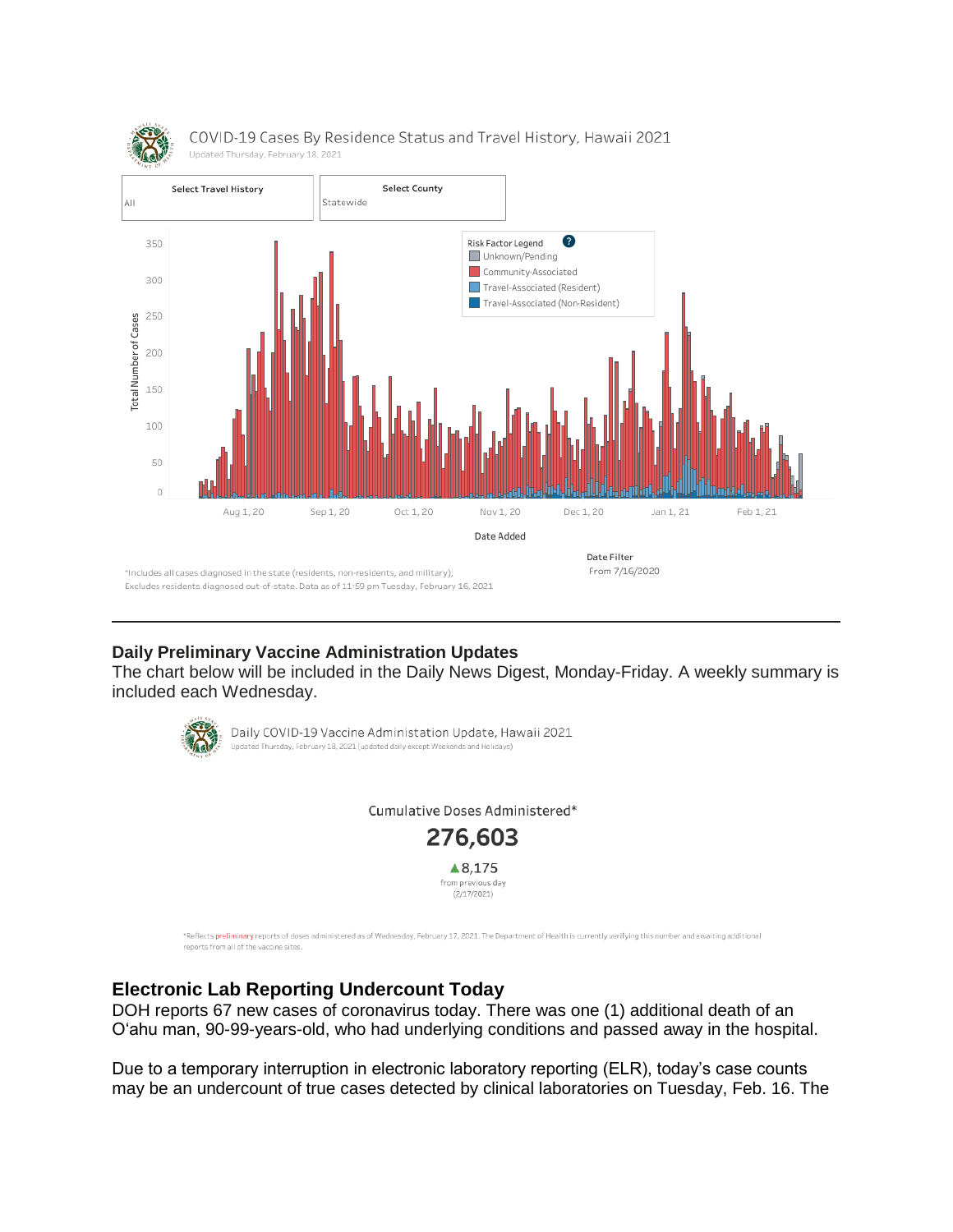COVID-19 Cases By Residence Status and Travel History, Hawaii 2021

Updated Thursday, February 18, 2021

Select Travel History: All

Select County: Statewide

Risk Factor Legend
- Unknown/Pending
- Community-Associated
- Travel-Associated (Resident)
- Travel-Associated (Non-Resident)

Total Number of Cases

Date Added

Date Filter
From 7/16/2020

*Includes all cases diagnosed in the state (residents, non-residents, and military); Excludes residents diagnosed out-of-state. Data as of 11:59 pm Tuesday, February 16, 2021

---

## Daily Preliminary Vaccine Administration Updates

The chart below will be included in the Daily News Digest, Monday-Friday. A weekly summary is included each Wednesday.

Daily COVID-19 Vaccine Administration Update, Hawaii 2021

Updated Thursday, February 18, 2021 (updated daily except Weekends and Holidays)

Cumulative Doses Administered*

**276,603**

▲8,175 from previous day (2/17/2021)

*Reflects preliminary reports of doses administered as of Wednesday, February 17, 2021. The Department of Health is currently verifying this number and awaiting additional reports from all of the vaccine sites.

## Electronic Lab Reporting Undercount Today

DOH reports 67 new cases of coronavirus today. There was one (1) additional death of an O'ahu man, 90-99-years-old, who had underlying conditions and passed away in the hospital.

Due to a temporary interruption in electronic laboratory reporting (ELR), today's case counts may be an undercount of true cases detected by clinical laboratories on Tuesday, Feb. 16. The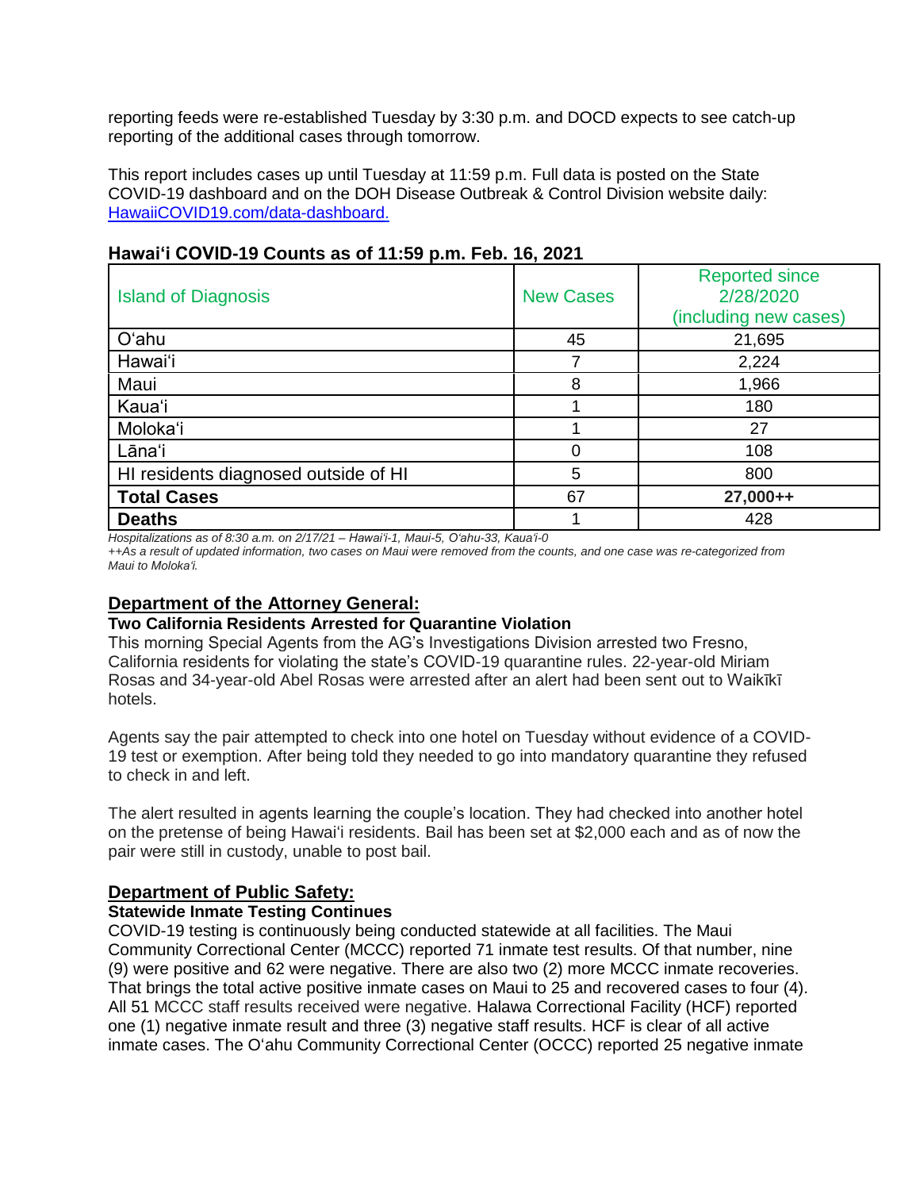reporting feeds were re-established Tuesday by 3:30 p.m. and DOCD expects to see catch-up reporting of the additional cases through tomorrow.

This report includes cases up until Tuesday at 11:59 p.m. Full data is posted on the State COVID-19 dashboard and on the DOH Disease Outbreak & Control Division website daily: [HawaiiCOVID19.com/data-dashboard.](HawaiiCOVID19.com/data-dashboard)

**Hawaiʻi COVID-19 Counts as of 11:59 p.m. Feb. 16, 2021**

| Island of Diagnosis | New Cases | Reported since 2/28/2020 (including new cases) |
|---|---|---|
| Oʻahu | 45 | 21,695 |
| Hawaiʻi | 7 | 2,224 |
| Maui | 8 | 1,966 |
| Kauaʻi | 1 | 180 |
| Molokaʻi | 1 | 27 |
| Lānaʻi | 0 | 108 |
| HI residents diagnosed outside of HI | 5 | 800 |
| **Total Cases** | 67 | **27,000++** |
| **Deaths** | 1 | 428 |

*Hospitalizations as of 8:30 a.m. on 2/17/21 – Hawaiʻi-1, Maui-5, Oʻahu-33, Kauaʻi-0*

*++As a result of updated information, two cases on Maui were removed from the counts, and one case was re-categorized from Maui to Molokaʻi.*

## Department of the Attorney General:

### Two California Residents Arrested for Quarantine Violation

This morning Special Agents from the AG's Investigations Division arrested two Fresno, California residents for violating the state's COVID-19 quarantine rules. 22-year-old Miriam Rosas and 34-year-old Abel Rosas were arrested after an alert had been sent out to Waikīkī hotels.

Agents say the pair attempted to check into one hotel on Tuesday without evidence of a COVID-19 test or exemption. After being told they needed to go into mandatory quarantine they refused to check in and left.

The alert resulted in agents learning the couple's location. They had checked into another hotel on the pretense of being Hawaiʻi residents. Bail has been set at $2,000 each and as of now the pair were still in custody, unable to post bail.

## Department of Public Safety:

### Statewide Inmate Testing Continues

COVID-19 testing is continuously being conducted statewide at all facilities. The Maui Community Correctional Center (MCCC) reported 71 inmate test results. Of that number, nine (9) were positive and 62 were negative. There are also two (2) more MCCC inmate recoveries. That brings the total active positive inmate cases on Maui to 25 and recovered cases to four (4). All 51 MCCC staff results received were negative. Halawa Correctional Facility (HCF) reported one (1) negative inmate result and three (3) negative staff results. HCF is clear of all active inmate cases. The Oʻahu Community Correctional Center (OCCC) reported 25 negative inmate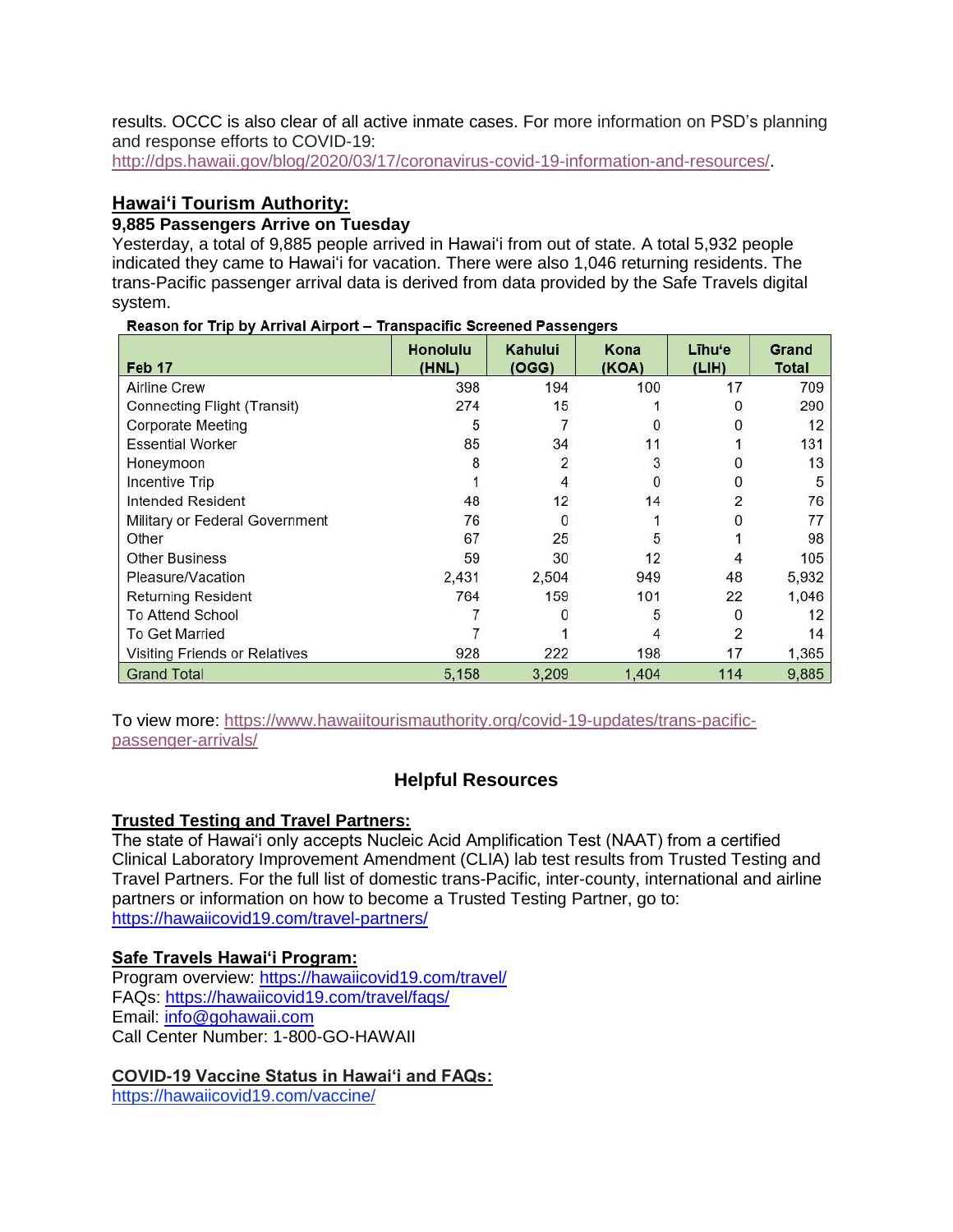results. OCCC is also clear of all active inmate cases. For more information on PSD's planning and response efforts to COVID-19: http://dps.hawaii.gov/blog/2020/03/17/coronavirus-covid-19-information-and-resources/.

## Hawaiʻi Tourism Authority:

### 9,885 Passengers Arrive on Tuesday

Yesterday, a total of 9,885 people arrived in Hawaiʻi from out of state. A total 5,932 people indicated they came to Hawaiʻi for vacation. There were also 1,046 returning residents. The trans-Pacific passenger arrival data is derived from data provided by the Safe Travels digital system.

**Reason for Trip by Arrival Airport – Transpacific Screened Passengers**

| Feb 17 | Honolulu (HNL) | Kahului (OGG) | Kona (KOA) | Līhuʻe (LIH) | Grand Total |
|---|---|---|---|---|---|
| Airline Crew | 398 | 194 | 100 | 17 | 709 |
| Connecting Flight (Transit) | 274 | 15 | 1 | 0 | 290 |
| Corporate Meeting | 5 | 7 | 0 | 0 | 12 |
| Essential Worker | 85 | 34 | 11 | 1 | 131 |
| Honeymoon | 8 | 2 | 3 | 0 | 13 |
| Incentive Trip | 1 | 4 | 0 | 0 | 5 |
| Intended Resident | 48 | 12 | 14 | 2 | 76 |
| Military or Federal Government | 76 | 0 | 1 | 0 | 77 |
| Other | 67 | 25 | 5 | 1 | 98 |
| Other Business | 59 | 30 | 12 | 4 | 105 |
| Pleasure/Vacation | 2,431 | 2,504 | 949 | 48 | 5,932 |
| Returning Resident | 764 | 159 | 101 | 22 | 1,046 |
| To Attend School | 7 | 0 | 5 | 0 | 12 |
| To Get Married | 7 | 1 | 4 | 2 | 14 |
| Visiting Friends or Relatives | 928 | 222 | 198 | 17 | 1,365 |
| Grand Total | 5,158 | 3,209 | 1,404 | 114 | 9,885 |

To view more: https://www.hawaiitourismauthority.org/covid-19-updates/trans-pacific-passenger-arrivals/

## Helpful Resources

**Trusted Testing and Travel Partners:**

The state of Hawaiʻi only accepts Nucleic Acid Amplification Test (NAAT) from a certified Clinical Laboratory Improvement Amendment (CLIA) lab test results from Trusted Testing and Travel Partners. For the full list of domestic trans-Pacific, inter-county, international and airline partners or information on how to become a Trusted Testing Partner, go to: https://hawaiicovid19.com/travel-partners/

**Safe Travels Hawaiʻi Program:**

Program overview: https://hawaiicovid19.com/travel/
FAQs: https://hawaiicovid19.com/travel/faqs/
Email: info@gohawaii.com
Call Center Number: 1-800-GO-HAWAII

**COVID-19 Vaccine Status in Hawaiʻi and FAQs:**

https://hawaiicovid19.com/vaccine/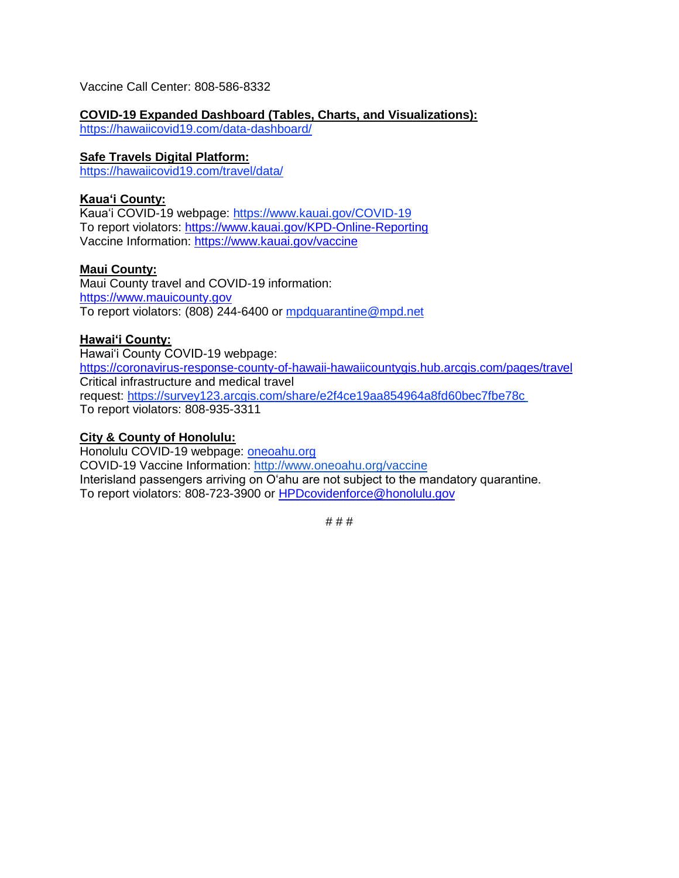Vaccine Call Center: 808-586-8332

**COVID-19 Expanded Dashboard (Tables, Charts, and Visualizations):**
https://hawaiicovid19.com/data-dashboard/

**Safe Travels Digital Platform:**
https://hawaiicovid19.com/travel/data/

**Kauaʻi County:**
Kaua'i COVID-19 webpage: https://www.kauai.gov/COVID-19
To report violators: https://www.kauai.gov/KPD-Online-Reporting
Vaccine Information: https://www.kauai.gov/vaccine

**Maui County:**
Maui County travel and COVID-19 information:
https://www.mauicounty.gov
To report violators: (808) 244-6400 or mpdquarantine@mpd.net

**Hawaiʻi County:**
Hawai'i County COVID-19 webpage:
https://coronavirus-response-county-of-hawaii-hawaiicountygis.hub.arcgis.com/pages/travel
Critical infrastructure and medical travel
request: https://survey123.arcgis.com/share/e2f4ce19aa854964a8fd60bec7fbe78c
To report violators: 808-935-3311

**City & County of Honolulu:**
Honolulu COVID-19 webpage: oneoahu.org
COVID-19 Vaccine Information: http://www.oneoahu.org/vaccine
Interisland passengers arriving on O'ahu are not subject to the mandatory quarantine.
To report violators: 808-723-3900 or HPDcovidenforce@honolulu.gov

# # #